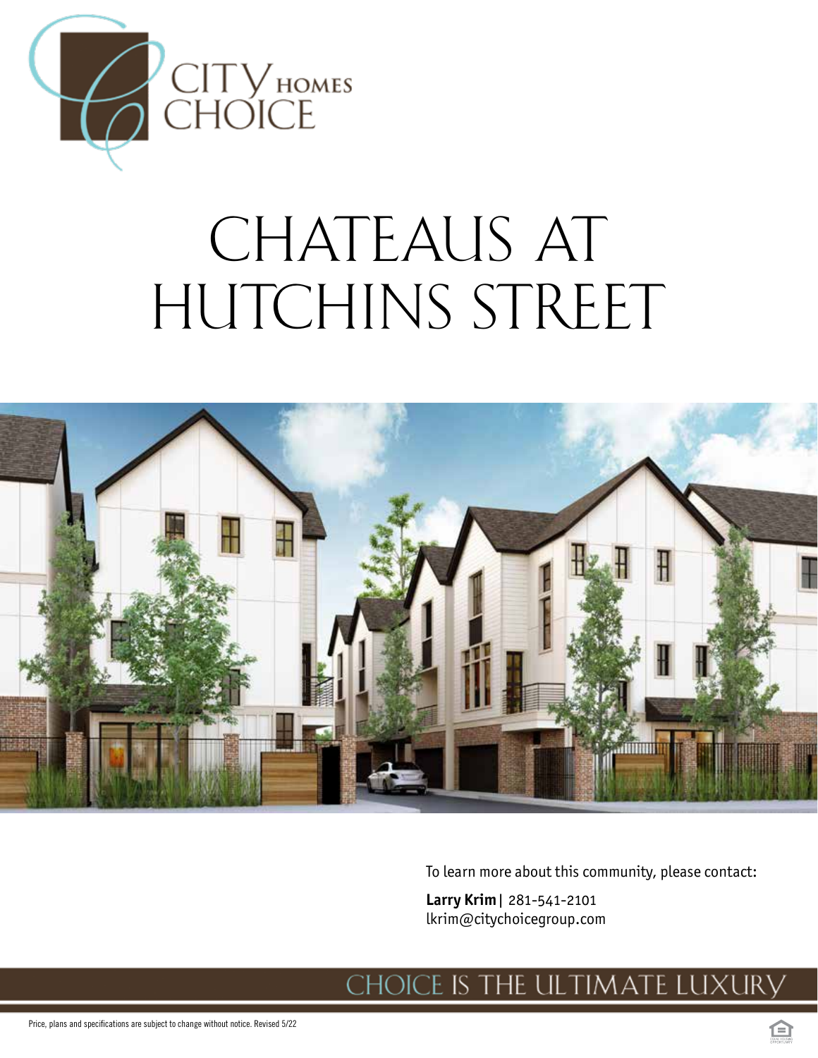CITY HOMES CHOICE

# CHATEAUS AT HUTCHINS STREET

To learn more about this community, please contact:

**Larry Krim** | 281-541-2101
lkrim@citychoicegroup.com

CHOICE IS THE ULTIMATE LUXURY

Price, plans and specifications are subject to change without notice. Revised 5/22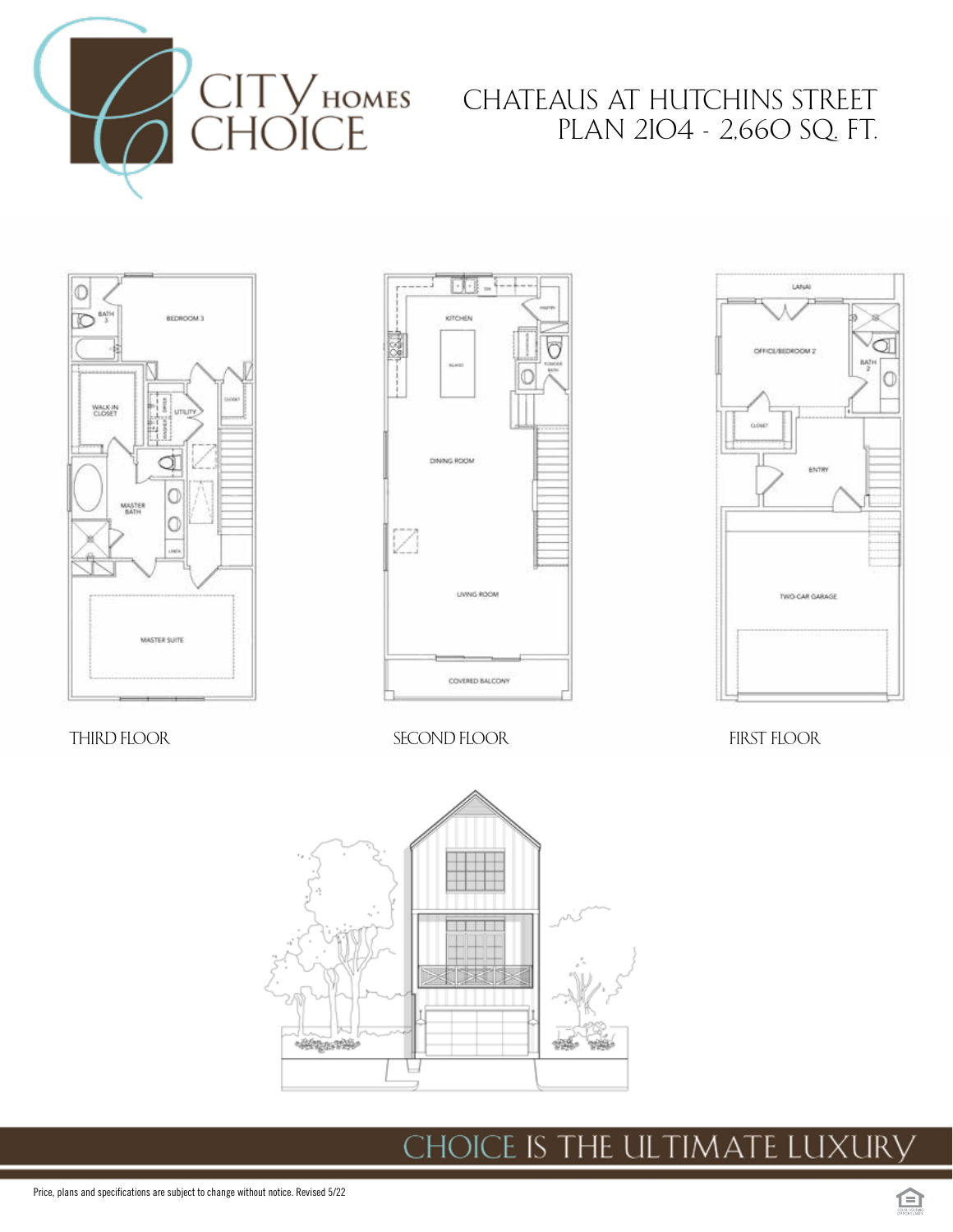# CITY HOMES CHOICE

## CHATEAUS AT HUTCHINS STREET
## PLAN 2104 - 2,660 SQ. FT.

BATH 3

BEDROOM 3

WALK IN CLOSET

UTILITY

CLOSET

MASTER BATH

LINEN

MASTER SUITE

THIRD FLOOR

KITCHEN

PANTRY

ISLAND

POWDER BATH

DINING ROOM

LIVING ROOM

COVERED BALCONY

SECOND FLOOR

LANAI

OFFICE/BEDROOM 2

BATH 2

CLOSET

ENTRY

TWO-CAR GARAGE

FIRST FLOOR

CHOICE IS THE ULTIMATE LUXURY

Price, plans and specifications are subject to change without notice. Revised 5/22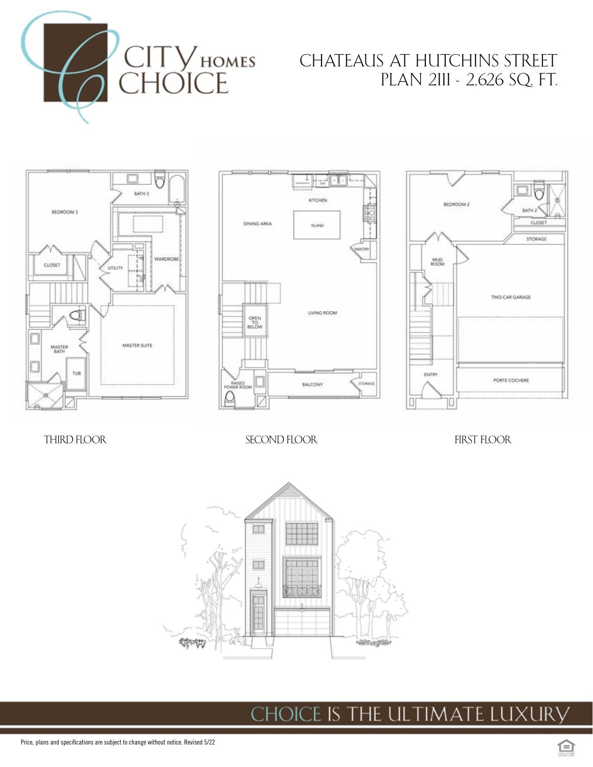CITY HOMES CHOICE

# CHATEAUS AT HUTCHINS STREET
## PLAN 2111 - 2,626 SQ. FT.

THIRD FLOOR

SECOND FLOOR

FIRST FLOOR

CHOICE IS THE ULTIMATE LUXURY

Price, plans and specifications are subject to change without notice. Revised 5/22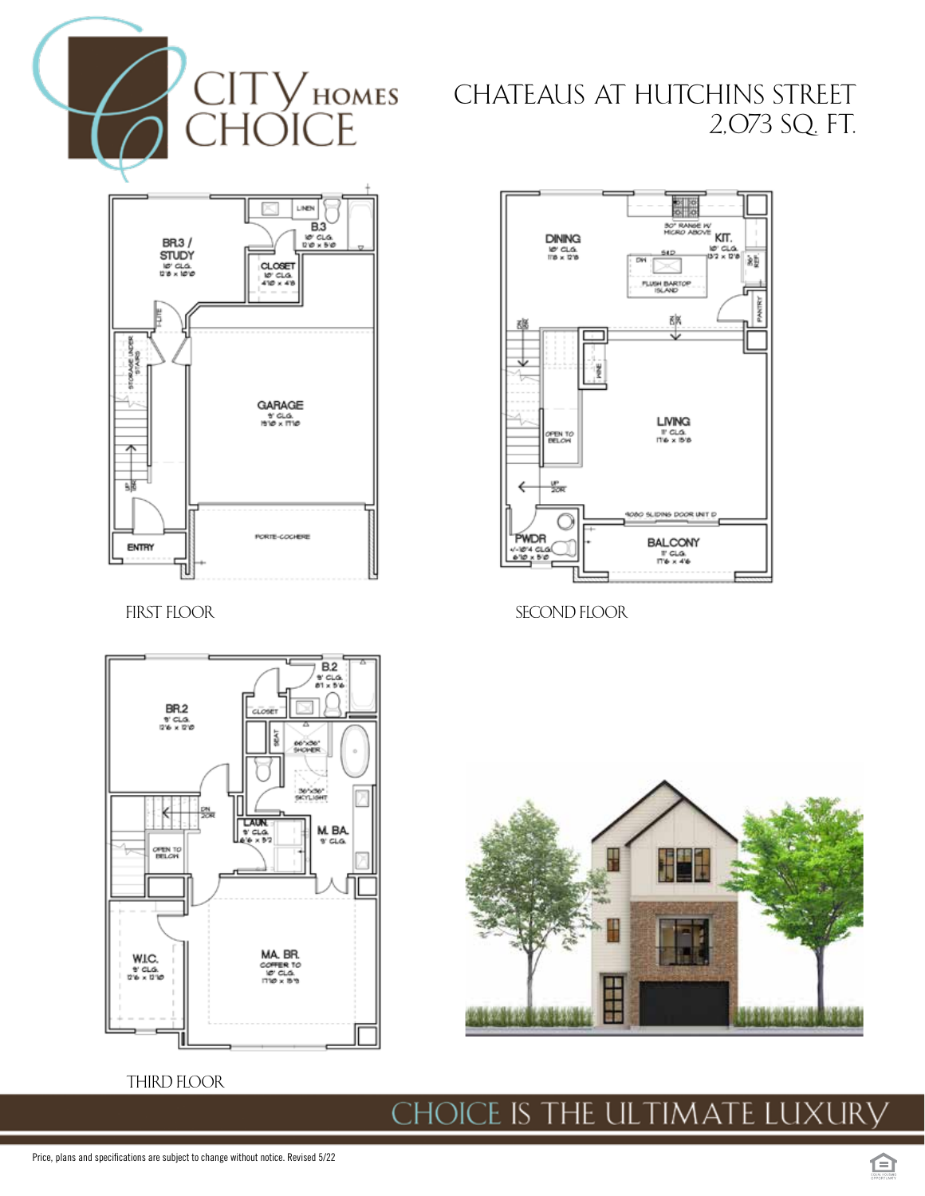# CITY HOMES CHOICE

## CHATEAUS AT HUTCHINS STREET
2,073 SQ. FT.

BR.3 / STUDY
10' CLG.
12'8 x 10'0

B.3
10' CLG.
12'0 x 5'0

LINEN

CLOSET
10' CLG.
4'10 x 4'8

T-LITE

STORAGE UNDER STAIRS

UP 18R

GARAGE
9' CLG.
15'10 x 17'10

ENTRY

PORTE-COCHERE

FIRST FLOOR

DINING
10' CLG.
11'8 x 12'8

30" RANGE W/ MICRO ABOVE

KIT.
10' CLG.
13'2 x 12'8

DW

SINK

FLUSH BARTOP ISLAND

PANTRY

REF.

DN 18R

DN 2R

WINE

OPEN TO BELOW

LIVING
11' CLG.
17'6 x 15'8

UP 20R

9080 SLIDING DOOR UNIT D

PWDR
+/-10'4 CLG.
6'10 x 5'0

BALCONY
11' CLG.
17'6 x 4'6

SECOND FLOOR

B.2
9' CLG.
8'1 x 5'6

BR.2
9' CLG.
12'6 x 12'0

CLOSET

SEAT

66"x36" SHOWER

36"x36" SKYLIGHT

DN 20R

OPEN TO BELOW

LAUN.
9' CLG.
6'6 x 5'2

M. BA.
9' CLG.

W.I.C.
9' CLG.
12'6 x 12'10

MA. BR.
COFFER TO
10' CLG.
17'10 x 15'5

THIRD FLOOR

CHOICE IS THE ULTIMATE LUXURY

Price, plans and specifications are subject to change without notice. Revised 5/22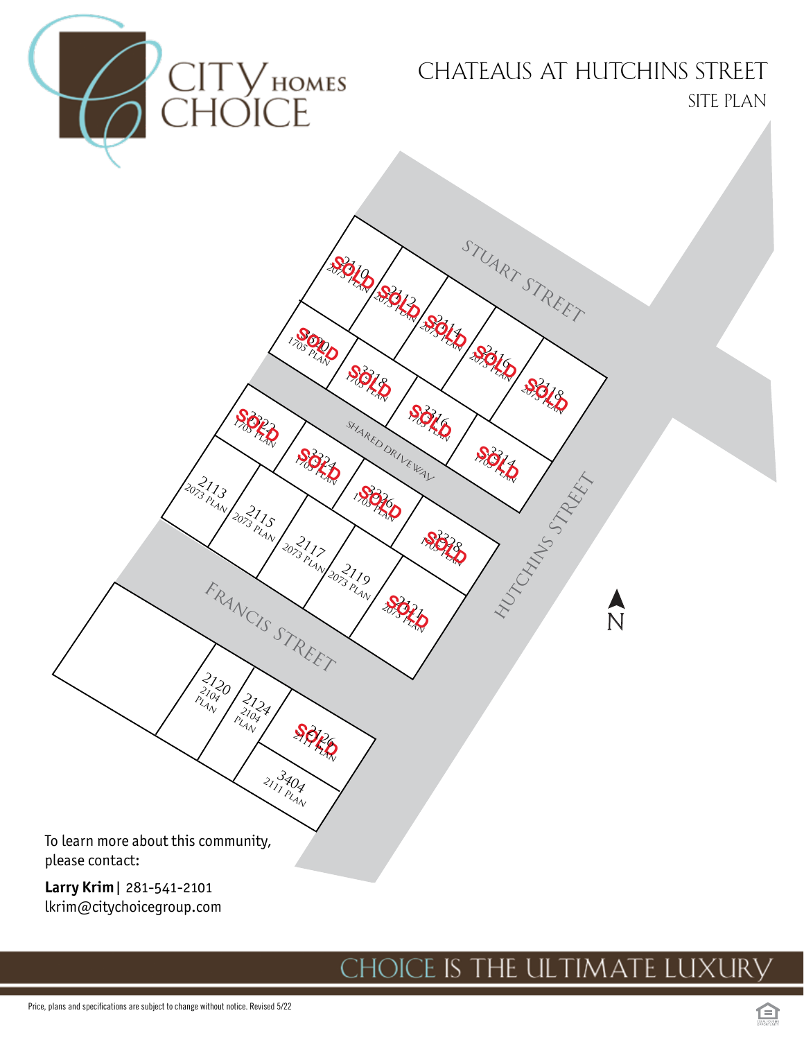CITY HOMES CHOICE

# CHATEAUS AT HUTCHINS STREET

SITE PLAN

STUART STREET

HUTCHINS STREET

FRANCIS STREET

SHARED DRIVEWAY

N

| Lot | Plan | Status |
|---|---|---|
| 2110 | 2073 PLAN | SOLD |
| 2112 | 2073 PLAN | SOLD |
| 2114 | 2073 PLAN | SOLD |
| 2116 | 2073 PLAN | SOLD |
| 2118 | 2073 PLAN | SOLD |
| 3320 | 1705 PLAN | SOLD |
| 3318 | 1705 PLAN | SOLD |
| 3316 | 1705 PLAN | SOLD |
| 3314 | 1705 PLAN | SOLD |
| 3322 | 1705 PLAN | SOLD |
| 3324 | 1705 PLAN | SOLD |
| 3326 | 1705 PLAN | SOLD |
| 3328 | 1705 PLAN | SOLD |
| 2113 | 2073 PLAN | |
| 2115 | 2073 PLAN | |
| 2117 | 2073 PLAN | |
| 2119 | 2073 PLAN | |
| 2121 | 2073 PLAN | SOLD |
| 2120 | 2104 PLAN | |
| 2124 | 2104 PLAN | |
| 2126 | 2111 PLAN | SOLD |
| 3404 | 2111 PLAN | |

To learn more about this community, please contact:

**Larry Krim** | 281-541-2101
lkrim@citychoicegroup.com

CHOICE IS THE ULTIMATE LUXURY

Price, plans and specifications are subject to change without notice. Revised 5/22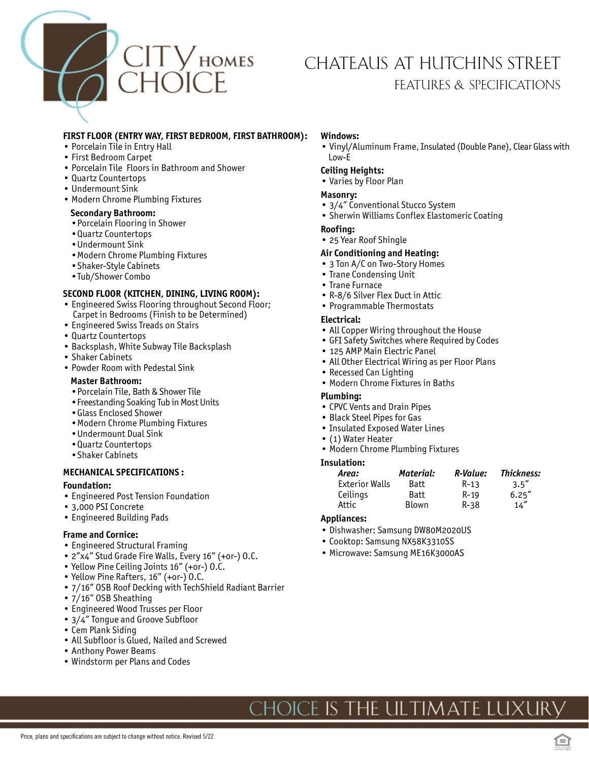CITY HOMES CHOICE

# CHATEAUS AT HUTCHINS STREET

## FEATURES & SPECIFICATIONS

**FIRST FLOOR (ENTRY WAY, FIRST BEDROOM, FIRST BATHROOM):**

- Porcelain Tile in Entry Hall
- First Bedroom Carpet
- Porcelain Tile Floors in Bathroom and Shower
- Quartz Countertops
- Undermount Sink
- Modern Chrome Plumbing Fixtures

**Secondary Bathroom:**

- Porcelain Flooring in Shower
- Quartz Countertops
- Undermount Sink
- Modern Chrome Plumbing Fixtures
- Shaker-Style Cabinets
- Tub/Shower Combo

**SECOND FLOOR (KITCHEN, DINING, LIVING ROOM):**

- Engineered Swiss Flooring throughout Second Floor; Carpet in Bedrooms (Finish to be Determined)
- Engineered Swiss Treads on Stairs
- Quartz Countertops
- Backsplash, White Subway Tile Backsplash
- Shaker Cabinets
- Powder Room with Pedestal Sink

**Master Bathroom:**

- Porcelain Tile, Bath & Shower Tile
- Freestanding Soaking Tub in Most Units
- Glass Enclosed Shower
- Modern Chrome Plumbing Fixtures
- Undermount Dual Sink
- Quartz Countertops
- Shaker Cabinets

**MECHANICAL SPECIFICATIONS :**

**Foundation:**

- Engineered Post Tension Foundation
- 3,000 PSI Concrete
- Engineered Building Pads

**Frame and Cornice:**

- Engineered Structural Framing
- 2"x4" Stud Grade Fire Walls, Every 16" (+or-) O.C.
- Yellow Pine Ceiling Joints 16" (+or-) O.C.
- Yellow Pine Rafters, 16" (+or-) O.C.
- 7/16" OSB Roof Decking with TechShield Radiant Barrier
- 7/16" OSB Sheathing
- Engineered Wood Trusses per Floor
- 3/4" Tongue and Groove Subfloor
- Cem Plank Siding
- All Subfloor is Glued, Nailed and Screwed
- Anthony Power Beams
- Windstorm per Plans and Codes

**Windows:**

- Vinyl/Aluminum Frame, Insulated (Double Pane), Clear Glass with Low-E

**Ceiling Heights:**

- Varies by Floor Plan

**Masonry:**

- 3/4" Conventional Stucco System
- Sherwin Williams Conflex Elastomeric Coating

**Roofing:**

- 25 Year Roof Shingle

**Air Conditioning and Heating:**

- 3 Ton A/C on Two-Story Homes
- Trane Condensing Unit
- Trane Furnace
- R-8/6 Silver Flex Duct in Attic
- Programmable Thermostats

**Electrical:**

- All Copper Wiring throughout the House
- GFI Safety Switches where Required by Codes
- 125 AMP Main Electric Panel
- All Other Electrical Wiring as per Floor Plans
- Recessed Can Lighting
- Modern Chrome Fixtures in Baths

**Plumbing:**

- CPVC Vents and Drain Pipes
- Black Steel Pipes for Gas
- Insulated Exposed Water Lines
- (1) Water Heater
- Modern Chrome Plumbing Fixtures

**Insulation:**

| *Area:* | *Material:* | *R-Value:* | *Thickness:* |
|---|---|---|---|
| Exterior Walls | Batt | R-13 | 3.5" |
| Ceilings | Batt | R-19 | 6.25" |
| Attic | Blown | R-38 | 14" |

**Appliances:**

- Dishwasher: Samsung DW80M2020US
- Cooktop: Samsung NX58K3310SS
- Microwave: Samsung ME16K3000AS

CHOICE IS THE ULTIMATE LUXURY

Price, plans and specifications are subject to change without notice. Revised 5/22